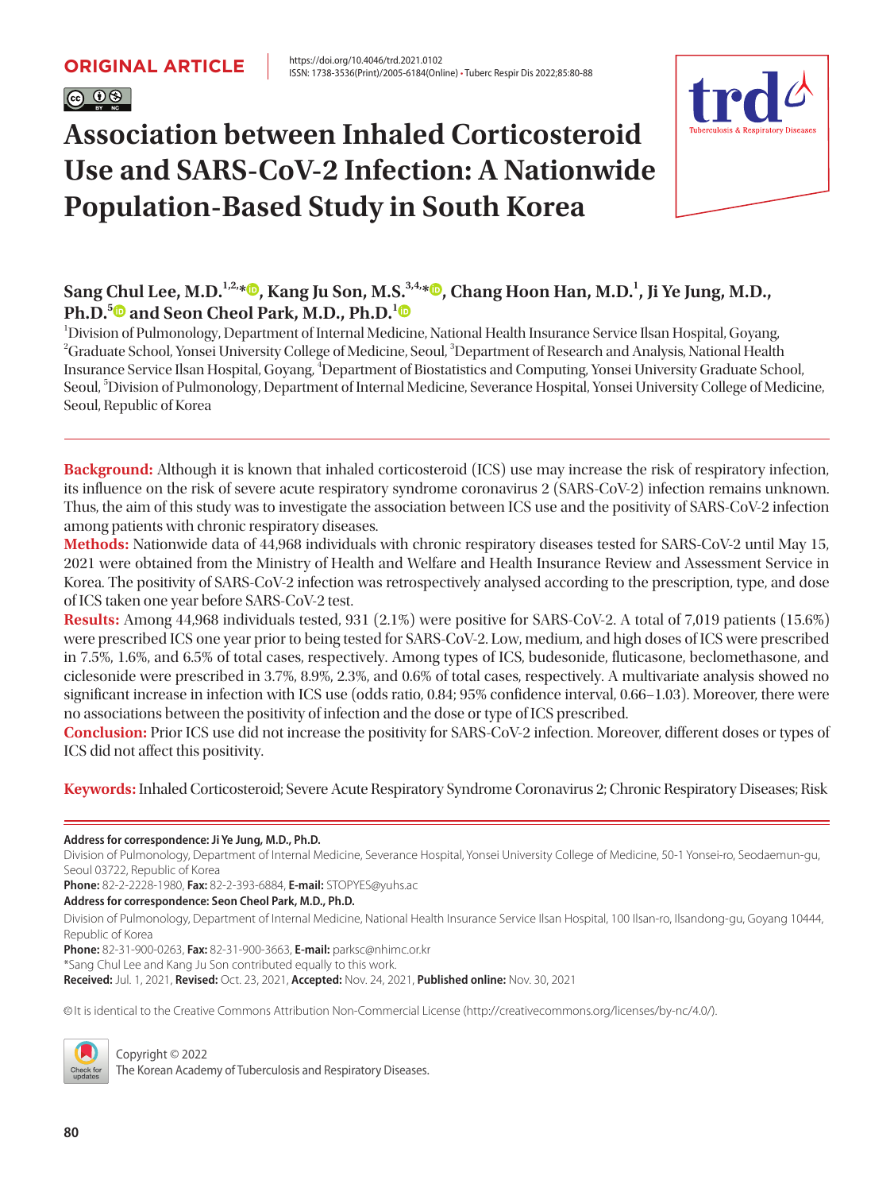ORIGINAL ARTICLE

https://doi.org/10.4046/trd.2021.0102
ISSN: 1738-3536(Print)/2005-6184(Online) • Tuberc Respir Dis 2022;85:80-88

# Association between Inhaled Corticosteroid Use and SARS-CoV-2 Infection: A Nationwide Population-Based Study in South Korea

**Sang Chul Lee, M.D.[1,2,*], Kang Ju Son, M.S.[3,4,*], Chang Hoon Han, M.D.[1], Ji Ye Jung, M.D., Ph.D.[5] and Seon Cheol Park, M.D., Ph.D.[1]**

[1]Division of Pulmonology, Department of Internal Medicine, National Health Insurance Service Ilsan Hospital, Goyang, [2]Graduate School, Yonsei University College of Medicine, Seoul, [3]Department of Research and Analysis, National Health Insurance Service Ilsan Hospital, Goyang, [4]Department of Biostatistics and Computing, Yonsei University Graduate School, Seoul, [5]Division of Pulmonology, Department of Internal Medicine, Severance Hospital, Yonsei University College of Medicine, Seoul, Republic of Korea

**Background:** Although it is known that inhaled corticosteroid (ICS) use may increase the risk of respiratory infection, its influence on the risk of severe acute respiratory syndrome coronavirus 2 (SARS-CoV-2) infection remains unknown. Thus, the aim of this study was to investigate the association between ICS use and the positivity of SARS-CoV-2 infection among patients with chronic respiratory diseases.

**Methods:** Nationwide data of 44,968 individuals with chronic respiratory diseases tested for SARS-CoV-2 until May 15, 2021 were obtained from the Ministry of Health and Welfare and Health Insurance Review and Assessment Service in Korea. The positivity of SARS-CoV-2 infection was retrospectively analysed according to the prescription, type, and dose of ICS taken one year before SARS-CoV-2 test.

**Results:** Among 44,968 individuals tested, 931 (2.1%) were positive for SARS-CoV-2. A total of 7,019 patients (15.6%) were prescribed ICS one year prior to being tested for SARS-CoV-2. Low, medium, and high doses of ICS were prescribed in 7.5%, 1.6%, and 6.5% of total cases, respectively. Among types of ICS, budesonide, fluticasone, beclomethasone, and ciclesonide were prescribed in 3.7%, 8.9%, 2.3%, and 0.6% of total cases, respectively. A multivariate analysis showed no significant increase in infection with ICS use (odds ratio, 0.84; 95% confidence interval, 0.66–1.03). Moreover, there were no associations between the positivity of infection and the dose or type of ICS prescribed.

**Conclusion:** Prior ICS use did not increase the positivity for SARS-CoV-2 infection. Moreover, different doses or types of ICS did not affect this positivity.

**Keywords:** Inhaled Corticosteroid; Severe Acute Respiratory Syndrome Coronavirus 2; Chronic Respiratory Diseases; Risk

---

**Address for correspondence: Ji Ye Jung, M.D., Ph.D.**
Division of Pulmonology, Department of Internal Medicine, Severance Hospital, Yonsei University College of Medicine, 50-1 Yonsei-ro, Seodaemun-gu, Seoul 03722, Republic of Korea
**Phone:** 82-2-2228-1980, **Fax:** 82-2-393-6884, **E-mail:** STOPYES@yuhs.ac

**Address for correspondence: Seon Cheol Park, M.D., Ph.D.**
Division of Pulmonology, Department of Internal Medicine, National Health Insurance Service Ilsan Hospital, 100 Ilsan-ro, Ilsandong-gu, Goyang 10444, Republic of Korea
**Phone:** 82-31-900-0263, **Fax:** 82-31-900-3663, **E-mail:** parksc@nhimc.or.kr

*Sang Chul Lee and Kang Ju Son contributed equally to this work.

**Received:** Jul. 1, 2021, **Revised:** Oct. 23, 2021, **Accepted:** Nov. 24, 2021, **Published online:** Nov. 30, 2021

© It is identical to the Creative Commons Attribution Non-Commercial License (http://creativecommons.org/licenses/by-nc/4.0/).

Copyright © 2022
The Korean Academy of Tuberculosis and Respiratory Diseases.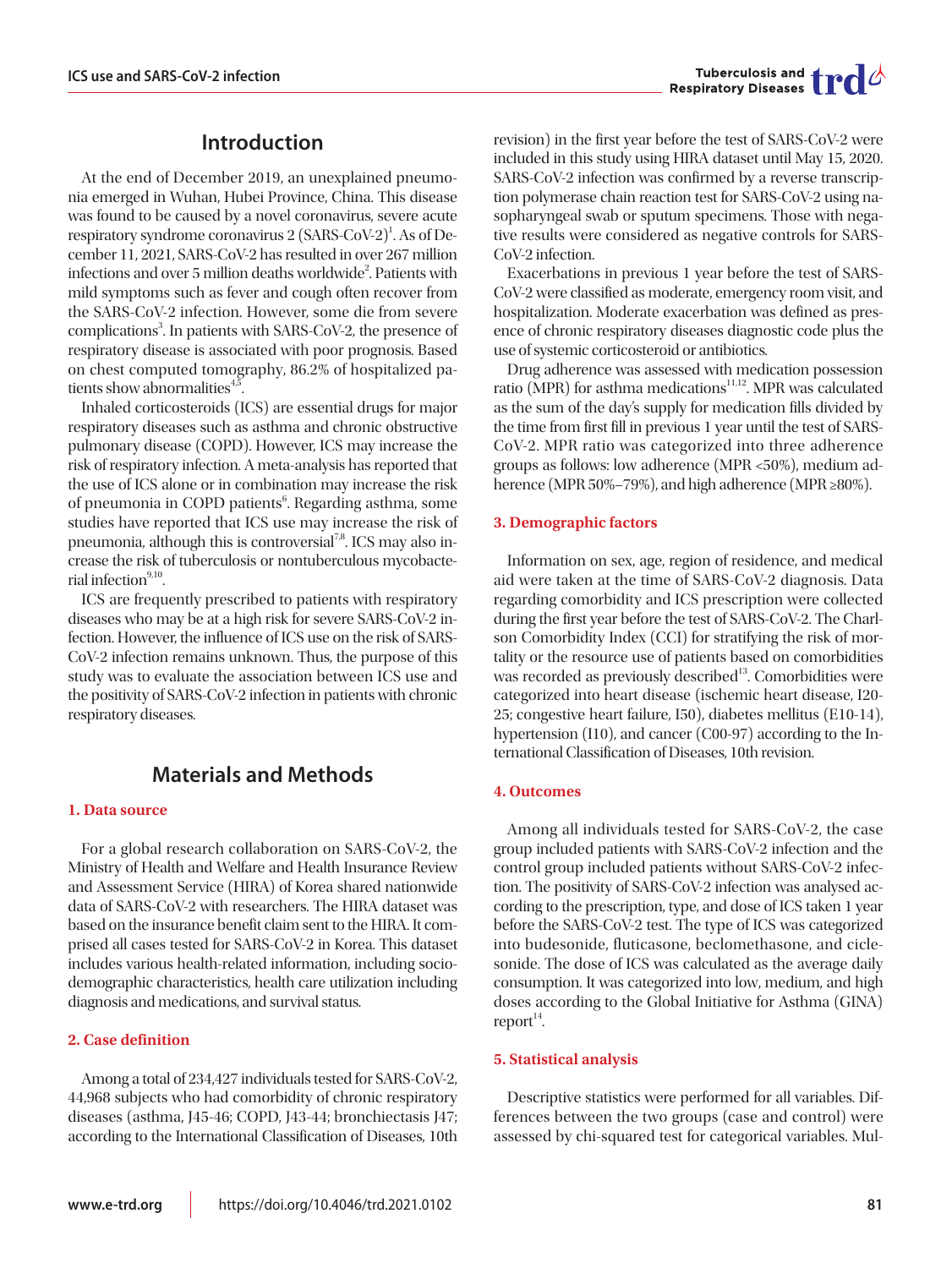## Introduction

At the end of December 2019, an unexplained pneumonia emerged in Wuhan, Hubei Province, China. This disease was found to be caused by a novel coronavirus, severe acute respiratory syndrome coronavirus 2 (SARS-CoV-2)[1]. As of December 11, 2021, SARS-CoV-2 has resulted in over 267 million infections and over 5 million deaths worldwide[2]. Patients with mild symptoms such as fever and cough often recover from the SARS-CoV-2 infection. However, some die from severe complications[3]. In patients with SARS-CoV-2, the presence of respiratory disease is associated with poor prognosis. Based on chest computed tomography, 86.2% of hospitalized patients show abnormalities[4,5].

Inhaled corticosteroids (ICS) are essential drugs for major respiratory diseases such as asthma and chronic obstructive pulmonary disease (COPD). However, ICS may increase the risk of respiratory infection. A meta-analysis has reported that the use of ICS alone or in combination may increase the risk of pneumonia in COPD patients[6]. Regarding asthma, some studies have reported that ICS use may increase the risk of pneumonia, although this is controversial[7,8]. ICS may also increase the risk of tuberculosis or nontuberculous mycobacterial infection[9,10].

ICS are frequently prescribed to patients with respiratory diseases who may be at a high risk for severe SARS-CoV-2 infection. However, the influence of ICS use on the risk of SARS-CoV-2 infection remains unknown. Thus, the purpose of this study was to evaluate the association between ICS use and the positivity of SARS-CoV-2 infection in patients with chronic respiratory diseases.

## Materials and Methods

### 1. Data source

For a global research collaboration on SARS-CoV-2, the Ministry of Health and Welfare and Health Insurance Review and Assessment Service (HIRA) of Korea shared nationwide data of SARS-CoV-2 with researchers. The HIRA dataset was based on the insurance benefit claim sent to the HIRA. It comprised all cases tested for SARS-CoV-2 in Korea. This dataset includes various health-related information, including sociodemographic characteristics, health care utilization including diagnosis and medications, and survival status.

### 2. Case definition

Among a total of 234,427 individuals tested for SARS-CoV-2, 44,968 subjects who had comorbidity of chronic respiratory diseases (asthma, J45-46; COPD, J43-44; bronchiectasis J47; according to the International Classification of Diseases, 10th revision) in the first year before the test of SARS-CoV-2 were included in this study using HIRA dataset until May 15, 2020. SARS-CoV-2 infection was confirmed by a reverse transcription polymerase chain reaction test for SARS-CoV-2 using nasopharyngeal swab or sputum specimens. Those with negative results were considered as negative controls for SARS-CoV-2 infection.

Exacerbations in previous 1 year before the test of SARS-CoV-2 were classified as moderate, emergency room visit, and hospitalization. Moderate exacerbation was defined as presence of chronic respiratory diseases diagnostic code plus the use of systemic corticosteroid or antibiotics.

Drug adherence was assessed with medication possession ratio (MPR) for asthma medications[11,12]. MPR was calculated as the sum of the day's supply for medication fills divided by the time from first fill in previous 1 year until the test of SARS-CoV-2. MPR ratio was categorized into three adherence groups as follows: low adherence (MPR <50%), medium adherence (MPR 50%–79%), and high adherence (MPR ≥80%).

### 3. Demographic factors

Information on sex, age, region of residence, and medical aid were taken at the time of SARS-CoV-2 diagnosis. Data regarding comorbidity and ICS prescription were collected during the first year before the test of SARS-CoV-2. The Charlson Comorbidity Index (CCI) for stratifying the risk of mortality or the resource use of patients based on comorbidities was recorded as previously described[13]. Comorbidities were categorized into heart disease (ischemic heart disease, I20-25; congestive heart failure, I50), diabetes mellitus (E10-14), hypertension (I10), and cancer (C00-97) according to the International Classification of Diseases, 10th revision.

### 4. Outcomes

Among all individuals tested for SARS-CoV-2, the case group included patients with SARS-CoV-2 infection and the control group included patients without SARS-CoV-2 infection. The positivity of SARS-CoV-2 infection was analysed according to the prescription, type, and dose of ICS taken 1 year before the SARS-CoV-2 test. The type of ICS was categorized into budesonide, fluticasone, beclomethasone, and ciclesonide. The dose of ICS was calculated as the average daily consumption. It was categorized into low, medium, and high doses according to the Global Initiative for Asthma (GINA) report[14].

### 5. Statistical analysis

Descriptive statistics were performed for all variables. Differences between the two groups (case and control) were assessed by chi-squared test for categorical variables. Mul-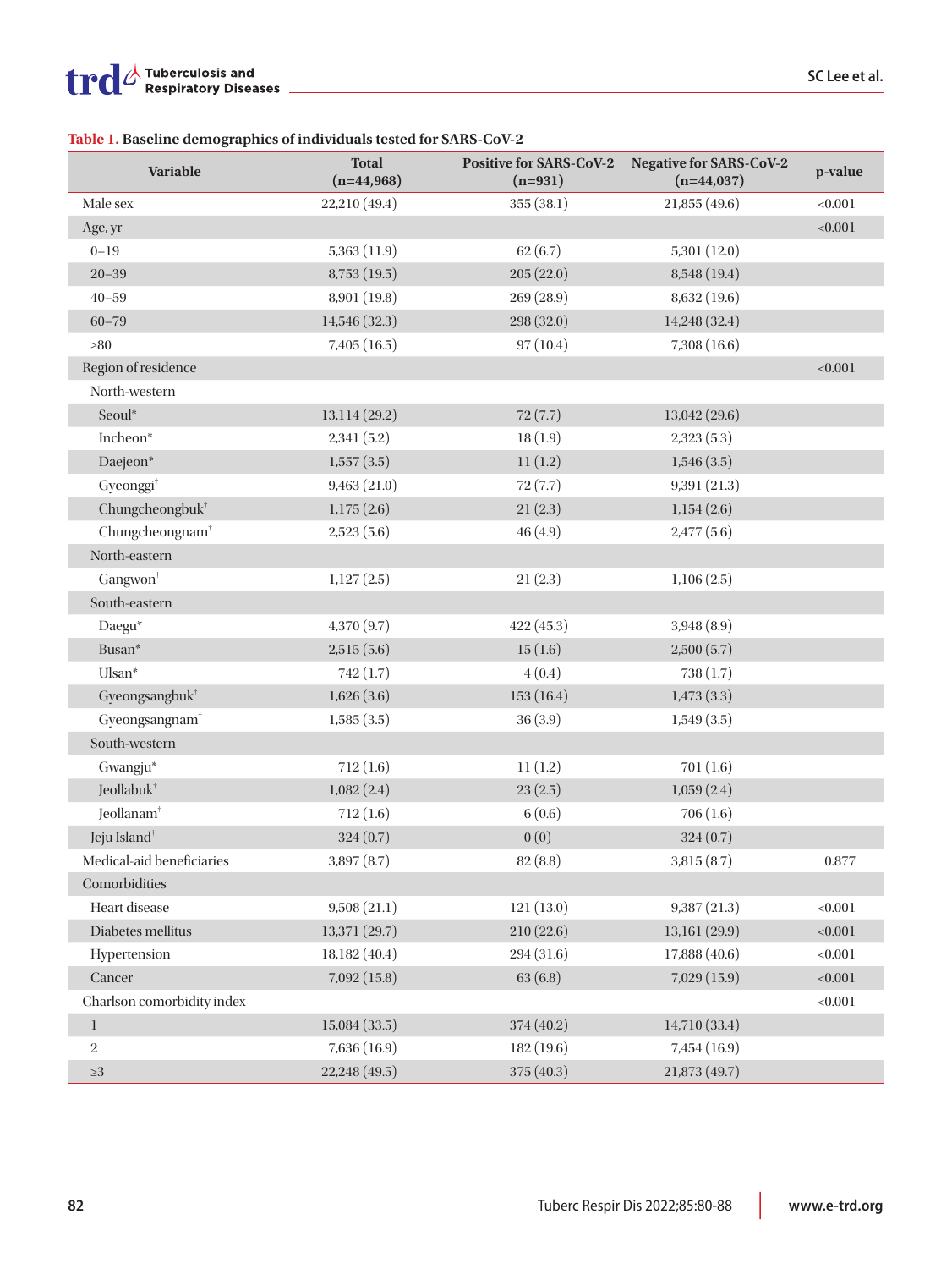**Table 1. Baseline demographics of individuals tested for SARS-CoV-2**

| Variable | Total (n=44,968) | Positive for SARS-CoV-2 (n=931) | Negative for SARS-CoV-2 (n=44,037) | p-value |
|---|---|---|---|---|
| Male sex | 22,210 (49.4) | 355 (38.1) | 21,855 (49.6) | <0.001 |
| Age, yr | | | | <0.001 |
| 0–19 | 5,363 (11.9) | 62 (6.7) | 5,301 (12.0) | |
| 20–39 | 8,753 (19.5) | 205 (22.0) | 8,548 (19.4) | |
| 40–59 | 8,901 (19.8) | 269 (28.9) | 8,632 (19.6) | |
| 60–79 | 14,546 (32.3) | 298 (32.0) | 14,248 (32.4) | |
| ≥80 | 7,405 (16.5) | 97 (10.4) | 7,308 (16.6) | |
| Region of residence | | | | <0.001 |
| North-western | | | | |
| Seoul* | 13,114 (29.2) | 72 (7.7) | 13,042 (29.6) | |
| Incheon* | 2,341 (5.2) | 18 (1.9) | 2,323 (5.3) | |
| Daejeon* | 1,557 (3.5) | 11 (1.2) | 1,546 (3.5) | |
| Gyeonggi† | 9,463 (21.0) | 72 (7.7) | 9,391 (21.3) | |
| Chungcheongbuk† | 1,175 (2.6) | 21 (2.3) | 1,154 (2.6) | |
| Chungcheongnam† | 2,523 (5.6) | 46 (4.9) | 2,477 (5.6) | |
| North-eastern | | | | |
| Gangwon† | 1,127 (2.5) | 21 (2.3) | 1,106 (2.5) | |
| South-eastern | | | | |
| Daegu* | 4,370 (9.7) | 422 (45.3) | 3,948 (8.9) | |
| Busan* | 2,515 (5.6) | 15 (1.6) | 2,500 (5.7) | |
| Ulsan* | 742 (1.7) | 4 (0.4) | 738 (1.7) | |
| Gyeongsangbuk† | 1,626 (3.6) | 153 (16.4) | 1,473 (3.3) | |
| Gyeongsangnam† | 1,585 (3.5) | 36 (3.9) | 1,549 (3.5) | |
| South-western | | | | |
| Gwangju* | 712 (1.6) | 11 (1.2) | 701 (1.6) | |
| Jeollabuk† | 1,082 (2.4) | 23 (2.5) | 1,059 (2.4) | |
| Jeollanam† | 712 (1.6) | 6 (0.6) | 706 (1.6) | |
| Jeju Island† | 324 (0.7) | 0 (0) | 324 (0.7) | |
| Medical-aid beneficiaries | 3,897 (8.7) | 82 (8.8) | 3,815 (8.7) | 0.877 |
| Comorbidities | | | | |
| Heart disease | 9,508 (21.1) | 121 (13.0) | 9,387 (21.3) | <0.001 |
| Diabetes mellitus | 13,371 (29.7) | 210 (22.6) | 13,161 (29.9) | <0.001 |
| Hypertension | 18,182 (40.4) | 294 (31.6) | 17,888 (40.6) | <0.001 |
| Cancer | 7,092 (15.8) | 63 (6.8) | 7,029 (15.9) | <0.001 |
| Charlson comorbidity index | | | | <0.001 |
| 1 | 15,084 (33.5) | 374 (40.2) | 14,710 (33.4) | |
| 2 | 7,636 (16.9) | 182 (19.6) | 7,454 (16.9) | |
| ≥3 | 22,248 (49.5) | 375 (40.3) | 21,873 (49.7) | |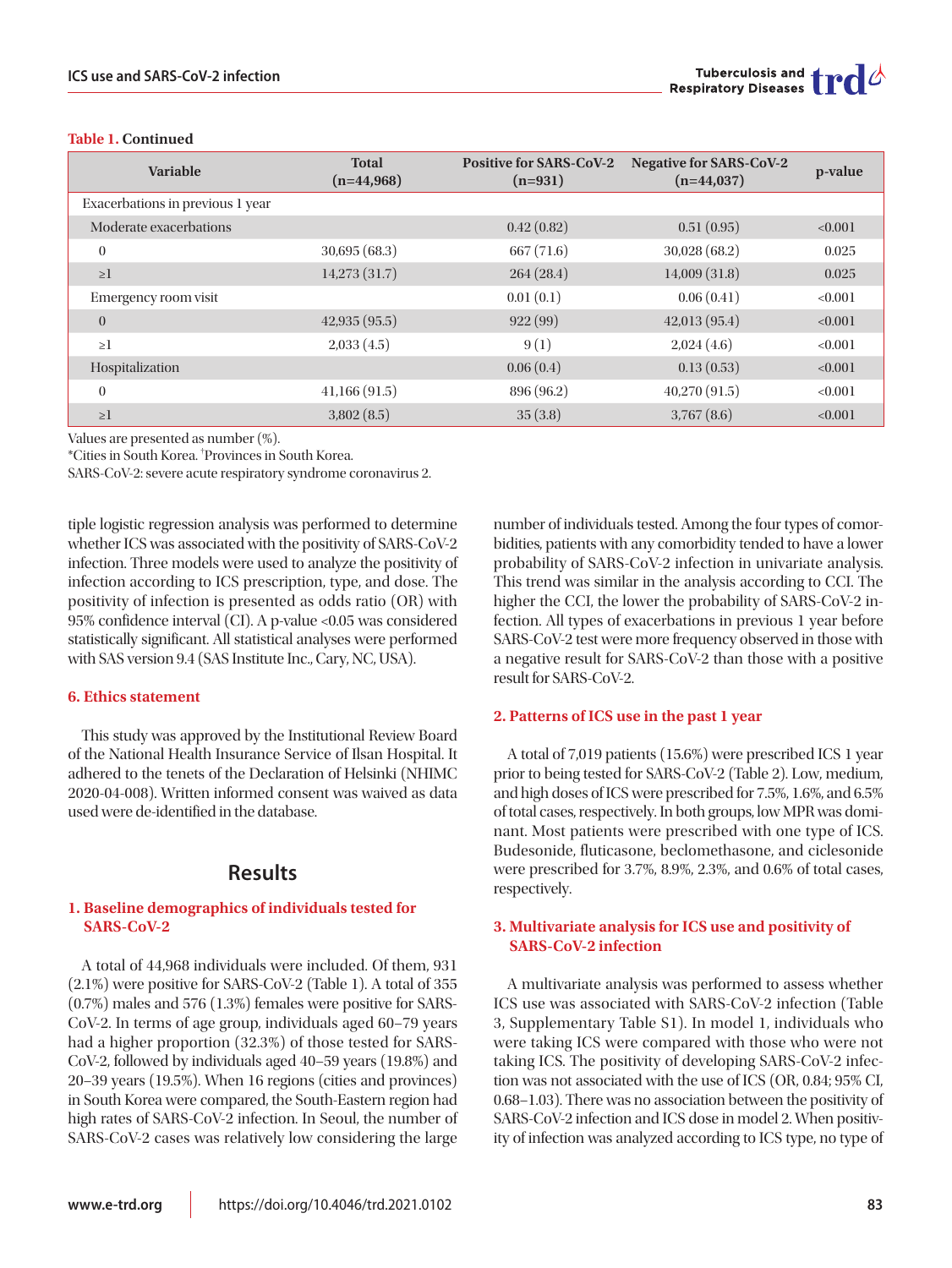**Table 1. Continued**

| Variable | Total (n=44,968) | Positive for SARS-CoV-2 (n=931) | Negative for SARS-CoV-2 (n=44,037) | p-value |
|---|---|---|---|---|
| Exacerbations in previous 1 year | | | | |
| Moderate exacerbations | | 0.42 (0.82) | 0.51 (0.95) | <0.001 |
| 0 | 30,695 (68.3) | 667 (71.6) | 30,028 (68.2) | 0.025 |
| ≥1 | 14,273 (31.7) | 264 (28.4) | 14,009 (31.8) | 0.025 |
| Emergency room visit | | 0.01 (0.1) | 0.06 (0.41) | <0.001 |
| 0 | 42,935 (95.5) | 922 (99) | 42,013 (95.4) | <0.001 |
| ≥1 | 2,033 (4.5) | 9 (1) | 2,024 (4.6) | <0.001 |
| Hospitalization | | 0.06 (0.4) | 0.13 (0.53) | <0.001 |
| 0 | 41,166 (91.5) | 896 (96.2) | 40,270 (91.5) | <0.001 |
| ≥1 | 3,802 (8.5) | 35 (3.8) | 3,767 (8.6) | <0.001 |

Values are presented as number (%).
*Cities in South Korea. †Provinces in South Korea.
SARS-CoV-2: severe acute respiratory syndrome coronavirus 2.

tiple logistic regression analysis was performed to determine whether ICS was associated with the positivity of SARS-CoV-2 infection. Three models were used to analyze the positivity of infection according to ICS prescription, type, and dose. The positivity of infection is presented as odds ratio (OR) with 95% confidence interval (CI). A p-value <0.05 was considered statistically significant. All statistical analyses were performed with SAS version 9.4 (SAS Institute Inc., Cary, NC, USA).

### 6. Ethics statement

This study was approved by the Institutional Review Board of the National Health Insurance Service of Ilsan Hospital. It adhered to the tenets of the Declaration of Helsinki (NHIMC 2020-04-008). Written informed consent was waived as data used were de-identified in the database.

## Results

### 1. Baseline demographics of individuals tested for SARS-CoV-2

A total of 44,968 individuals were included. Of them, 931 (2.1%) were positive for SARS-CoV-2 (Table 1). A total of 355 (0.7%) males and 576 (1.3%) females were positive for SARS-CoV-2. In terms of age group, individuals aged 60–79 years had a higher proportion (32.3%) of those tested for SARS-CoV-2, followed by individuals aged 40–59 years (19.8%) and 20–39 years (19.5%). When 16 regions (cities and provinces) in South Korea were compared, the South-Eastern region had high rates of SARS-CoV-2 infection. In Seoul, the number of SARS-CoV-2 cases was relatively low considering the large number of individuals tested. Among the four types of comorbidities, patients with any comorbidity tended to have a lower probability of SARS-CoV-2 infection in univariate analysis. This trend was similar in the analysis according to CCI. The higher the CCI, the lower the probability of SARS-CoV-2 infection. All types of exacerbations in previous 1 year before SARS-CoV-2 test were more frequency observed in those with a negative result for SARS-CoV-2 than those with a positive result for SARS-CoV-2.

### 2. Patterns of ICS use in the past 1 year

A total of 7,019 patients (15.6%) were prescribed ICS 1 year prior to being tested for SARS-CoV-2 (Table 2). Low, medium, and high doses of ICS were prescribed for 7.5%, 1.6%, and 6.5% of total cases, respectively. In both groups, low MPR was dominant. Most patients were prescribed with one type of ICS. Budesonide, fluticasone, beclomethasone, and ciclesonide were prescribed for 3.7%, 8.9%, 2.3%, and 0.6% of total cases, respectively.

### 3. Multivariate analysis for ICS use and positivity of SARS-CoV-2 infection

A multivariate analysis was performed to assess whether ICS use was associated with SARS-CoV-2 infection (Table 3, Supplementary Table S1). In model 1, individuals who were taking ICS were compared with those who were not taking ICS. The positivity of developing SARS-CoV-2 infection was not associated with the use of ICS (OR, 0.84; 95% CI, 0.68–1.03). There was no association between the positivity of SARS-CoV-2 infection and ICS dose in model 2. When positivity of infection was analyzed according to ICS type, no type of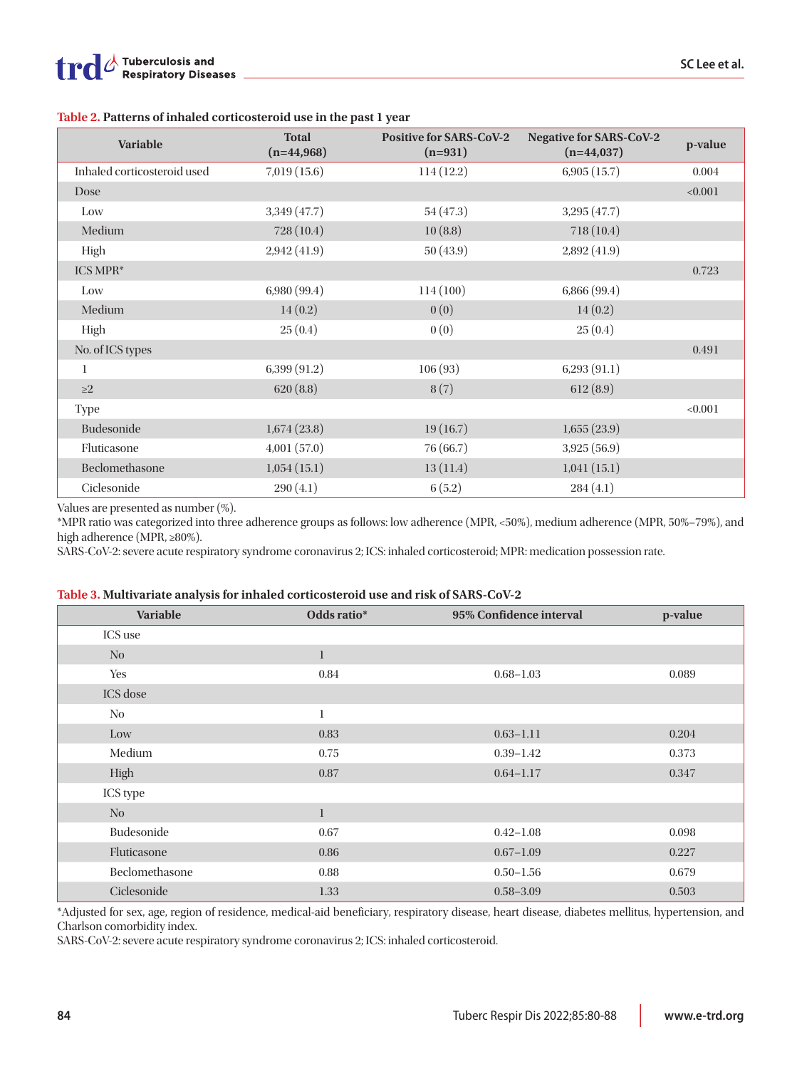**Table 2.** Patterns of inhaled corticosteroid use in the past 1 year

| Variable | Total (n=44,968) | Positive for SARS-CoV-2 (n=931) | Negative for SARS-CoV-2 (n=44,037) | p-value |
|---|---|---|---|---|
| Inhaled corticosteroid used | 7,019 (15.6) | 114 (12.2) | 6,905 (15.7) | 0.004 |
| Dose | | | | <0.001 |
| Low | 3,349 (47.7) | 54 (47.3) | 3,295 (47.7) | |
| Medium | 728 (10.4) | 10 (8.8) | 718 (10.4) | |
| High | 2,942 (41.9) | 50 (43.9) | 2,892 (41.9) | |
| ICS MPR* | | | | 0.723 |
| Low | 6,980 (99.4) | 114 (100) | 6,866 (99.4) | |
| Medium | 14 (0.2) | 0 (0) | 14 (0.2) | |
| High | 25 (0.4) | 0 (0) | 25 (0.4) | |
| No. of ICS types | | | | 0.491 |
| 1 | 6,399 (91.2) | 106 (93) | 6,293 (91.1) | |
| ≥2 | 620 (8.8) | 8 (7) | 612 (8.9) | |
| Type | | | | <0.001 |
| Budesonide | 1,674 (23.8) | 19 (16.7) | 1,655 (23.9) | |
| Fluticasone | 4,001 (57.0) | 76 (66.7) | 3,925 (56.9) | |
| Beclomethasone | 1,054 (15.1) | 13 (11.4) | 1,041 (15.1) | |
| Ciclesonide | 290 (4.1) | 6 (5.2) | 284 (4.1) | |

Values are presented as number (%).

*MPR ratio was categorized into three adherence groups as follows: low adherence (MPR, <50%), medium adherence (MPR, 50%–79%), and high adherence (MPR, ≥80%).

SARS-CoV-2: severe acute respiratory syndrome coronavirus 2; ICS: inhaled corticosteroid; MPR: medication possession rate.

**Table 3.** Multivariate analysis for inhaled corticosteroid use and risk of SARS-CoV-2

| Variable | Odds ratio* | 95% Confidence interval | p-value |
|---|---|---|---|
| ICS use | | | |
| No | 1 | | |
| Yes | 0.84 | 0.68–1.03 | 0.089 |
| ICS dose | | | |
| No | 1 | | |
| Low | 0.83 | 0.63–1.11 | 0.204 |
| Medium | 0.75 | 0.39–1.42 | 0.373 |
| High | 0.87 | 0.64–1.17 | 0.347 |
| ICS type | | | |
| No | 1 | | |
| Budesonide | 0.67 | 0.42–1.08 | 0.098 |
| Fluticasone | 0.86 | 0.67–1.09 | 0.227 |
| Beclomethasone | 0.88 | 0.50–1.56 | 0.679 |
| Ciclesonide | 1.33 | 0.58–3.09 | 0.503 |

*Adjusted for sex, age, region of residence, medical-aid beneficiary, respiratory disease, heart disease, diabetes mellitus, hypertension, and Charlson comorbidity index.

SARS-CoV-2: severe acute respiratory syndrome coronavirus 2; ICS: inhaled corticosteroid.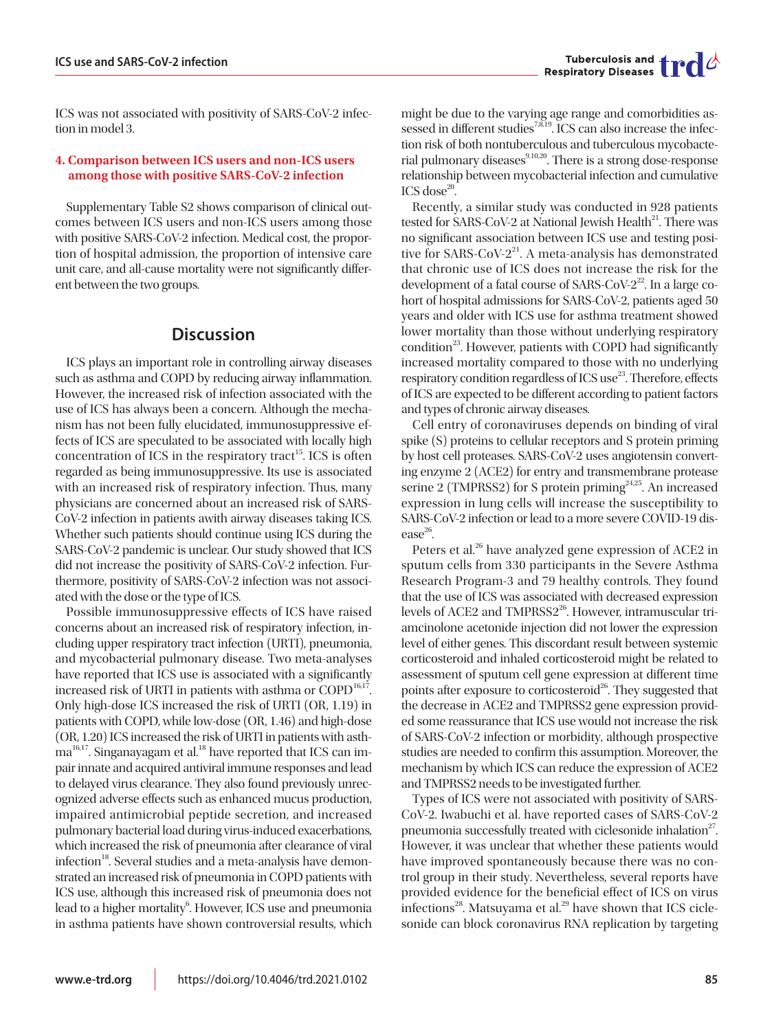ICS was not associated with positivity of SARS-CoV-2 infection in model 3.

#### 4. Comparison between ICS users and non-ICS users among those with positive SARS-CoV-2 infection

Supplementary Table S2 shows comparison of clinical outcomes between ICS users and non-ICS users among those with positive SARS-CoV-2 infection. Medical cost, the proportion of hospital admission, the proportion of intensive care unit care, and all-cause mortality were not significantly different between the two groups.

## Discussion

ICS plays an important role in controlling airway diseases such as asthma and COPD by reducing airway inflammation. However, the increased risk of infection associated with the use of ICS has always been a concern. Although the mechanism has not been fully elucidated, immunosuppressive effects of ICS are speculated to be associated with locally high concentration of ICS in the respiratory tract[15]. ICS is often regarded as being immunosuppressive. Its use is associated with an increased risk of respiratory infection. Thus, many physicians are concerned about an increased risk of SARS-CoV-2 infection in patients awith airway diseases taking ICS. Whether such patients should continue using ICS during the SARS-CoV-2 pandemic is unclear. Our study showed that ICS did not increase the positivity of SARS-CoV-2 infection. Furthermore, positivity of SARS-CoV-2 infection was not associated with the dose or the type of ICS.

Possible immunosuppressive effects of ICS have raised concerns about an increased risk of respiratory infection, including upper respiratory tract infection (URTI), pneumonia, and mycobacterial pulmonary disease. Two meta-analyses have reported that ICS use is associated with a significantly increased risk of URTI in patients with asthma or COPD[16,17]. Only high-dose ICS increased the risk of URTI (OR, 1.19) in patients with COPD, while low-dose (OR, 1.46) and high-dose (OR, 1.20) ICS increased the risk of URTI in patients with asthma[16,17]. Singanayagam et al.[18] have reported that ICS can impair innate and acquired antiviral immune responses and lead to delayed virus clearance. They also found previously unrecognized adverse effects such as enhanced mucus production, impaired antimicrobial peptide secretion, and increased pulmonary bacterial load during virus-induced exacerbations, which increased the risk of pneumonia after clearance of viral infection[18]. Several studies and a meta-analysis have demonstrated an increased risk of pneumonia in COPD patients with ICS use, although this increased risk of pneumonia does not lead to a higher mortality[6]. However, ICS use and pneumonia in asthma patients have shown controversial results, which might be due to the varying age range and comorbidities assessed in different studies[7,8,19]. ICS can also increase the infection risk of both nontuberculous and tuberculous mycobacterial pulmonary diseases[9,10,20]. There is a strong dose-response relationship between mycobacterial infection and cumulative ICS dose[20].

Recently, a similar study was conducted in 928 patients tested for SARS-CoV-2 at National Jewish Health[21]. There was no significant association between ICS use and testing positive for SARS-CoV-2[21]. A meta-analysis has demonstrated that chronic use of ICS does not increase the risk for the development of a fatal course of SARS-CoV-2[22]. In a large cohort of hospital admissions for SARS-CoV-2, patients aged 50 years and older with ICS use for asthma treatment showed lower mortality than those without underlying respiratory condition[23]. However, patients with COPD had significantly increased mortality compared to those with no underlying respiratory condition regardless of ICS use[23]. Therefore, effects of ICS are expected to be different according to patient factors and types of chronic airway diseases.

Cell entry of coronaviruses depends on binding of viral spike (S) proteins to cellular receptors and S protein priming by host cell proteases. SARS-CoV-2 uses angiotensin converting enzyme 2 (ACE2) for entry and transmembrane protease serine 2 (TMPRSS2) for S protein priming[24,25]. An increased expression in lung cells will increase the susceptibility to SARS-CoV-2 infection or lead to a more severe COVID-19 disease[26].

Peters et al.[26] have analyzed gene expression of ACE2 in sputum cells from 330 participants in the Severe Asthma Research Program-3 and 79 healthy controls. They found that the use of ICS was associated with decreased expression levels of ACE2 and TMPRSS2[26]. However, intramuscular triamcinolone acetonide injection did not lower the expression level of either genes. This discordant result between systemic corticosteroid and inhaled corticosteroid might be related to assessment of sputum cell gene expression at different time points after exposure to corticosteroid[26]. They suggested that the decrease in ACE2 and TMPRSS2 gene expression provided some reassurance that ICS use would not increase the risk of SARS-CoV-2 infection or morbidity, although prospective studies are needed to confirm this assumption. Moreover, the mechanism by which ICS can reduce the expression of ACE2 and TMPRSS2 needs to be investigated further.

Types of ICS were not associated with positivity of SARS-CoV-2. Iwabuchi et al. have reported cases of SARS-CoV-2 pneumonia successfully treated with ciclesonide inhalation[27]. However, it was unclear that whether these patients would have improved spontaneously because there was no control group in their study. Nevertheless, several reports have provided evidence for the beneficial effect of ICS on virus infections[28]. Matsuyama et al.[29] have shown that ICS ciclesonide can block coronavirus RNA replication by targeting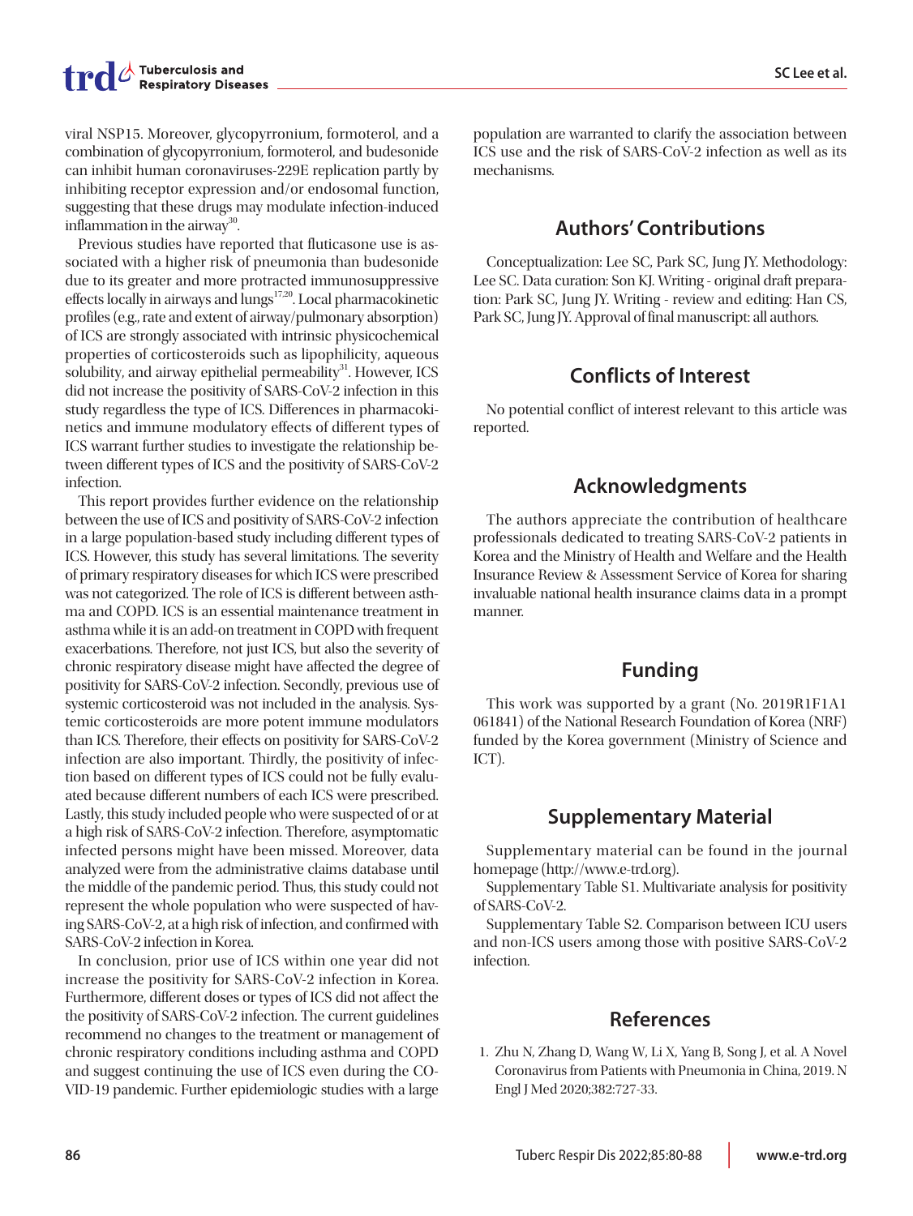viral NSP15. Moreover, glycopyrronium, formoterol, and a combination of glycopyrronium, formoterol, and budesonide can inhibit human coronaviruses-229E replication partly by inhibiting receptor expression and/or endosomal function, suggesting that these drugs may modulate infection-induced inflammation in the airway[30].

Previous studies have reported that fluticasone use is associated with a higher risk of pneumonia than budesonide due to its greater and more protracted immunosuppressive effects locally in airways and lungs[17,20]. Local pharmacokinetic profiles (e.g., rate and extent of airway/pulmonary absorption) of ICS are strongly associated with intrinsic physicochemical properties of corticosteroids such as lipophilicity, aqueous solubility, and airway epithelial permeability[31]. However, ICS did not increase the positivity of SARS-CoV-2 infection in this study regardless the type of ICS. Differences in pharmacokinetics and immune modulatory effects of different types of ICS warrant further studies to investigate the relationship between different types of ICS and the positivity of SARS-CoV-2 infection.

This report provides further evidence on the relationship between the use of ICS and positivity of SARS-CoV-2 infection in a large population-based study including different types of ICS. However, this study has several limitations. The severity of primary respiratory diseases for which ICS were prescribed was not categorized. The role of ICS is different between asthma and COPD. ICS is an essential maintenance treatment in asthma while it is an add-on treatment in COPD with frequent exacerbations. Therefore, not just ICS, but also the severity of chronic respiratory disease might have affected the degree of positivity for SARS-CoV-2 infection. Secondly, previous use of systemic corticosteroid was not included in the analysis. Systemic corticosteroids are more potent immune modulators than ICS. Therefore, their effects on positivity for SARS-CoV-2 infection are also important. Thirdly, the positivity of infection based on different types of ICS could not be fully evaluated because different numbers of each ICS were prescribed. Lastly, this study included people who were suspected of or at a high risk of SARS-CoV-2 infection. Therefore, asymptomatic infected persons might have been missed. Moreover, data analyzed were from the administrative claims database until the middle of the pandemic period. Thus, this study could not represent the whole population who were suspected of having SARS-CoV-2, at a high risk of infection, and confirmed with SARS-CoV-2 infection in Korea.

In conclusion, prior use of ICS within one year did not increase the positivity for SARS-CoV-2 infection in Korea. Furthermore, different doses or types of ICS did not affect the the positivity of SARS-CoV-2 infection. The current guidelines recommend no changes to the treatment or management of chronic respiratory conditions including asthma and COPD and suggest continuing the use of ICS even during the COVID-19 pandemic. Further epidemiologic studies with a large population are warranted to clarify the association between ICS use and the risk of SARS-CoV-2 infection as well as its mechanisms.

## Authors' Contributions

Conceptualization: Lee SC, Park SC, Jung JY. Methodology: Lee SC. Data curation: Son KJ. Writing - original draft preparation: Park SC, Jung JY. Writing - review and editing: Han CS, Park SC, Jung JY. Approval of final manuscript: all authors.

## Conflicts of Interest

No potential conflict of interest relevant to this article was reported.

## Acknowledgments

The authors appreciate the contribution of healthcare professionals dedicated to treating SARS-CoV-2 patients in Korea and the Ministry of Health and Welfare and the Health Insurance Review & Assessment Service of Korea for sharing invaluable national health insurance claims data in a prompt manner.

## Funding

This work was supported by a grant (No. 2019R1F1A1061841) of the National Research Foundation of Korea (NRF) funded by the Korea government (Ministry of Science and ICT).

## Supplementary Material

Supplementary material can be found in the journal homepage (http://www.e-trd.org).

Supplementary Table S1. Multivariate analysis for positivity of SARS-CoV-2.

Supplementary Table S2. Comparison between ICU users and non-ICS users among those with positive SARS-CoV-2 infection.

## References

1. Zhu N, Zhang D, Wang W, Li X, Yang B, Song J, et al. A Novel Coronavirus from Patients with Pneumonia in China, 2019. N Engl J Med 2020;382:727-33.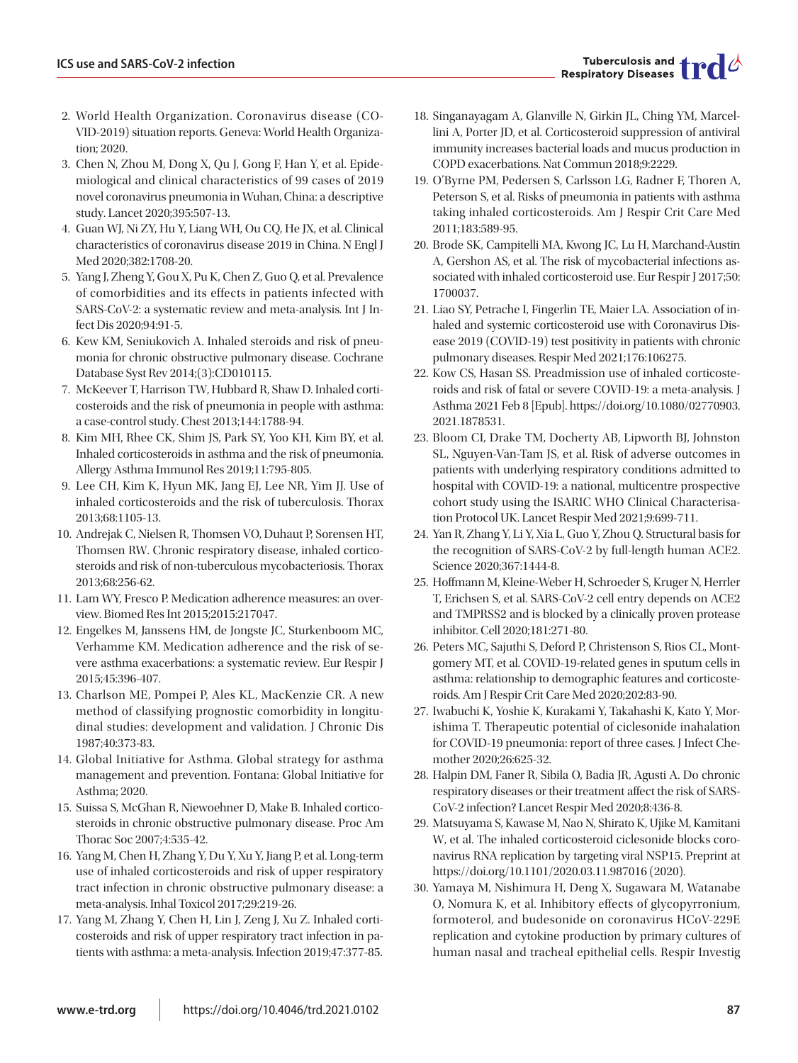2. World Health Organization. Coronavirus disease (COVID-2019) situation reports. Geneva: World Health Organization; 2020.
3. Chen N, Zhou M, Dong X, Qu J, Gong F, Han Y, et al. Epidemiological and clinical characteristics of 99 cases of 2019 novel coronavirus pneumonia in Wuhan, China: a descriptive study. Lancet 2020;395:507-13.
4. Guan WJ, Ni ZY, Hu Y, Liang WH, Ou CQ, He JX, et al. Clinical characteristics of coronavirus disease 2019 in China. N Engl J Med 2020;382:1708-20.
5. Yang J, Zheng Y, Gou X, Pu K, Chen Z, Guo Q, et al. Prevalence of comorbidities and its effects in patients infected with SARS-CoV-2: a systematic review and meta-analysis. Int J Infect Dis 2020;94:91-5.
6. Kew KM, Seniukovich A. Inhaled steroids and risk of pneumonia for chronic obstructive pulmonary disease. Cochrane Database Syst Rev 2014;(3):CD010115.
7. McKeever T, Harrison TW, Hubbard R, Shaw D. Inhaled corticosteroids and the risk of pneumonia in people with asthma: a case-control study. Chest 2013;144:1788-94.
8. Kim MH, Rhee CK, Shim JS, Park SY, Yoo KH, Kim BY, et al. Inhaled corticosteroids in asthma and the risk of pneumonia. Allergy Asthma Immunol Res 2019;11:795-805.
9. Lee CH, Kim K, Hyun MK, Jang EJ, Lee NR, Yim JJ. Use of inhaled corticosteroids and the risk of tuberculosis. Thorax 2013;68:1105-13.
10. Andrejak C, Nielsen R, Thomsen VO, Duhaut P, Sorensen HT, Thomsen RW. Chronic respiratory disease, inhaled corticosteroids and risk of non-tuberculous mycobacteriosis. Thorax 2013;68:256-62.
11. Lam WY, Fresco P. Medication adherence measures: an overview. Biomed Res Int 2015;2015:217047.
12. Engelkes M, Janssens HM, de Jongste JC, Sturkenboom MC, Verhamme KM. Medication adherence and the risk of severe asthma exacerbations: a systematic review. Eur Respir J 2015;45:396-407.
13. Charlson ME, Pompei P, Ales KL, MacKenzie CR. A new method of classifying prognostic comorbidity in longitudinal studies: development and validation. J Chronic Dis 1987;40:373-83.
14. Global Initiative for Asthma. Global strategy for asthma management and prevention. Fontana: Global Initiative for Asthma; 2020.
15. Suissa S, McGhan R, Niewoehner D, Make B. Inhaled corticosteroids in chronic obstructive pulmonary disease. Proc Am Thorac Soc 2007;4:535-42.
16. Yang M, Chen H, Zhang Y, Du Y, Xu Y, Jiang P, et al. Long-term use of inhaled corticosteroids and risk of upper respiratory tract infection in chronic obstructive pulmonary disease: a meta-analysis. Inhal Toxicol 2017;29:219-26.
17. Yang M, Zhang Y, Chen H, Lin J, Zeng J, Xu Z. Inhaled corticosteroids and risk of upper respiratory tract infection in patients with asthma: a meta-analysis. Infection 2019;47:377-85.
18. Singanayagam A, Glanville N, Girkin JL, Ching YM, Marcellini A, Porter JD, et al. Corticosteroid suppression of antiviral immunity increases bacterial loads and mucus production in COPD exacerbations. Nat Commun 2018;9:2229.
19. O'Byrne PM, Pedersen S, Carlsson LG, Radner F, Thoren A, Peterson S, et al. Risks of pneumonia in patients with asthma taking inhaled corticosteroids. Am J Respir Crit Care Med 2011;183:589-95.
20. Brode SK, Campitelli MA, Kwong JC, Lu H, Marchand-Austin A, Gershon AS, et al. The risk of mycobacterial infections associated with inhaled corticosteroid use. Eur Respir J 2017;50:1700037.
21. Liao SY, Petrache I, Fingerlin TE, Maier LA. Association of inhaled and systemic corticosteroid use with Coronavirus Disease 2019 (COVID-19) test positivity in patients with chronic pulmonary diseases. Respir Med 2021;176:106275.
22. Kow CS, Hasan SS. Preadmission use of inhaled corticosteroids and risk of fatal or severe COVID-19: a meta-analysis. J Asthma 2021 Feb 8 [Epub]. https://doi.org/10.1080/02770903.2021.1878531.
23. Bloom CI, Drake TM, Docherty AB, Lipworth BJ, Johnston SL, Nguyen-Van-Tam JS, et al. Risk of adverse outcomes in patients with underlying respiratory conditions admitted to hospital with COVID-19: a national, multicentre prospective cohort study using the ISARIC WHO Clinical Characterisation Protocol UK. Lancet Respir Med 2021;9:699-711.
24. Yan R, Zhang Y, Li Y, Xia L, Guo Y, Zhou Q. Structural basis for the recognition of SARS-CoV-2 by full-length human ACE2. Science 2020;367:1444-8.
25. Hoffmann M, Kleine-Weber H, Schroeder S, Kruger N, Herrler T, Erichsen S, et al. SARS-CoV-2 cell entry depends on ACE2 and TMPRSS2 and is blocked by a clinically proven protease inhibitor. Cell 2020;181:271-80.
26. Peters MC, Sajuthi S, Deford P, Christenson S, Rios CL, Montgomery MT, et al. COVID-19-related genes in sputum cells in asthma: relationship to demographic features and corticosteroids. Am J Respir Crit Care Med 2020;202:83-90.
27. Iwabuchi K, Yoshie K, Kurakami Y, Takahashi K, Kato Y, Morishima T. Therapeutic potential of ciclesonide inahalation for COVID-19 pneumonia: report of three cases. J Infect Chemother 2020;26:625-32.
28. Halpin DM, Faner R, Sibila O, Badia JR, Agusti A. Do chronic respiratory diseases or their treatment affect the risk of SARS-CoV-2 infection? Lancet Respir Med 2020;8:436-8.
29. Matsuyama S, Kawase M, Nao N, Shirato K, Ujike M, Kamitani W, et al. The inhaled corticosteroid ciclesonide blocks coronavirus RNA replication by targeting viral NSP15. Preprint at https://doi.org/10.1101/2020.03.11.987016 (2020).
30. Yamaya M, Nishimura H, Deng X, Sugawara M, Watanabe O, Nomura K, et al. Inhibitory effects of glycopyrronium, formoterol, and budesonide on coronavirus HCoV-229E replication and cytokine production by primary cultures of human nasal and tracheal epithelial cells. Respir Investig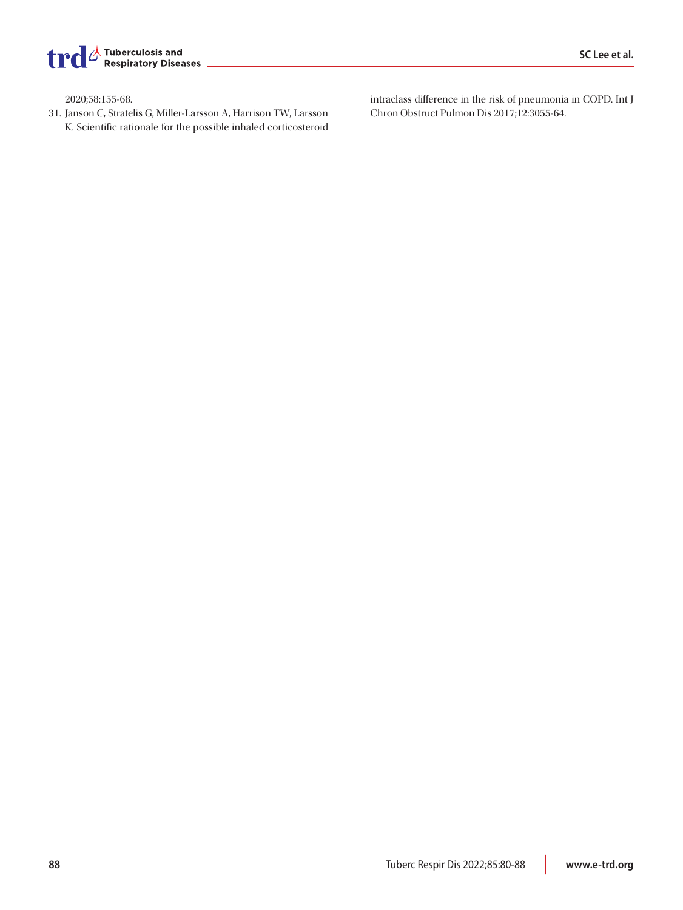2020;58:155-68.

31. Janson C, Stratelis G, Miller-Larsson A, Harrison TW, Larsson K. Scientific rationale for the possible inhaled corticosteroid intraclass difference in the risk of pneumonia in COPD. Int J Chron Obstruct Pulmon Dis 2017;12:3055-64.